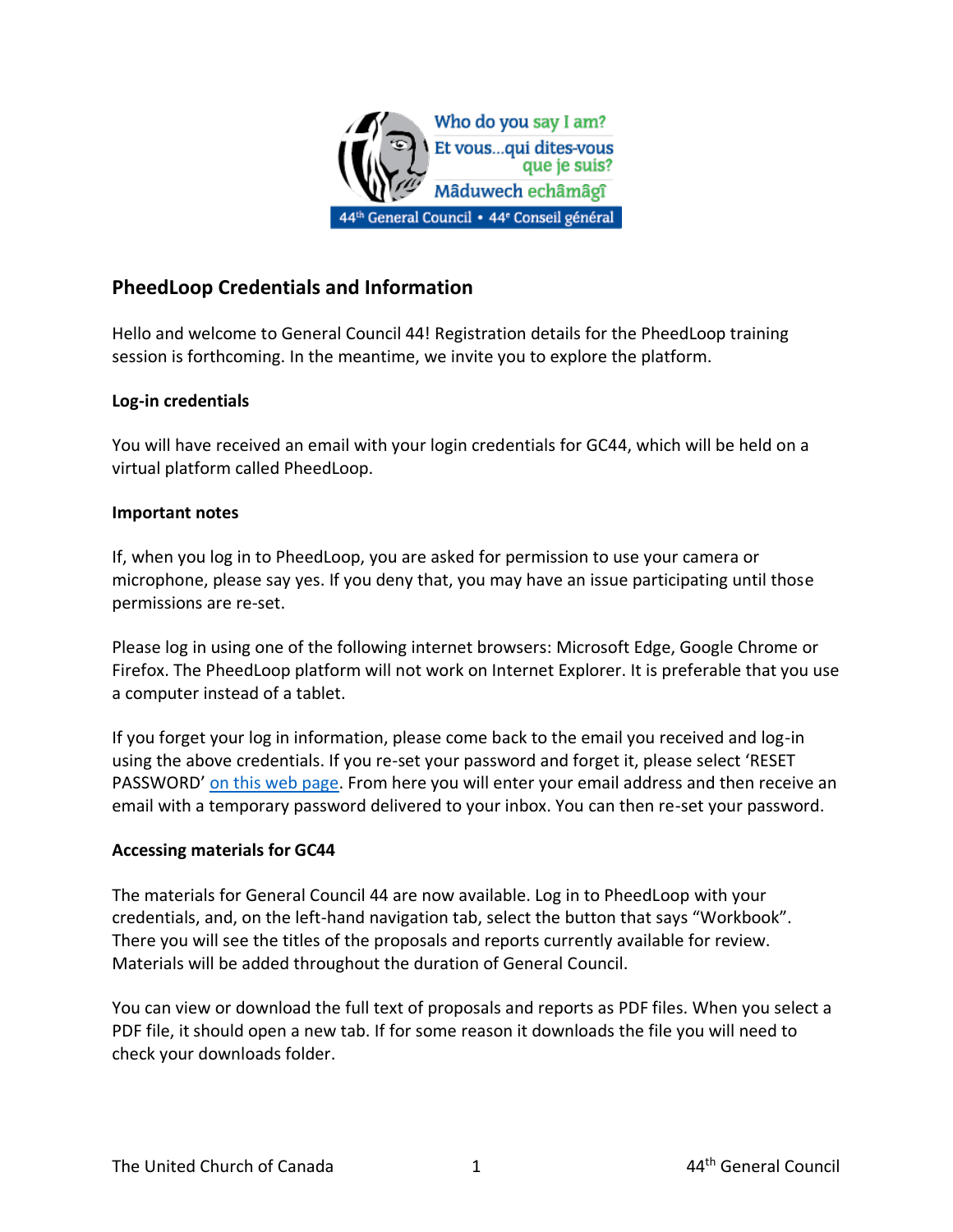## PheedLoop Credentials and Information

Hello and welcome to General Council 44! Registration details for the PheedLoop training session is forthcoming. In the meantime, we invite you to explore the platform.

### Log-in credentials

You will have received an email with your login credentials for GC44, which will be held on a virtual platform called PheedLoop.

### Important notes

If, when you log in to PheedLoop, you are asked for permission to use your camera or microphone, please say yes. If you deny that, you may have an issue participating until those permissions are re-set.

Please log in using one of the following internet browsers: Microsoft Edge, Google Chrome or Firefox. The PheedLoop platform will not work on Internet Explorer. It is preferable that you use a computer instead of a tablet.

If you forget your log in information, please come back to the email you received and log-in using the above credentials. If you re-set your password and forget it, please select 'RESET PASSWORD' on this web page. From here you will enter your email address and then receive an email with a temporary password delivered to your inbox. You can then re-set your password.

### Accessing materials for GC44

The materials for General Council 44 are now available. Log in to PheedLoop with your credentials, and, on the left-hand navigation tab, select the button that says "Workbook". There you will see the titles of the proposals and reports currently available for review. Materials will be added throughout the duration of General Council.

You can view or download the full text of proposals and reports as PDF files. When you select a PDF file, it should open a new tab. If for some reason it downloads the file you will need to check your downloads folder.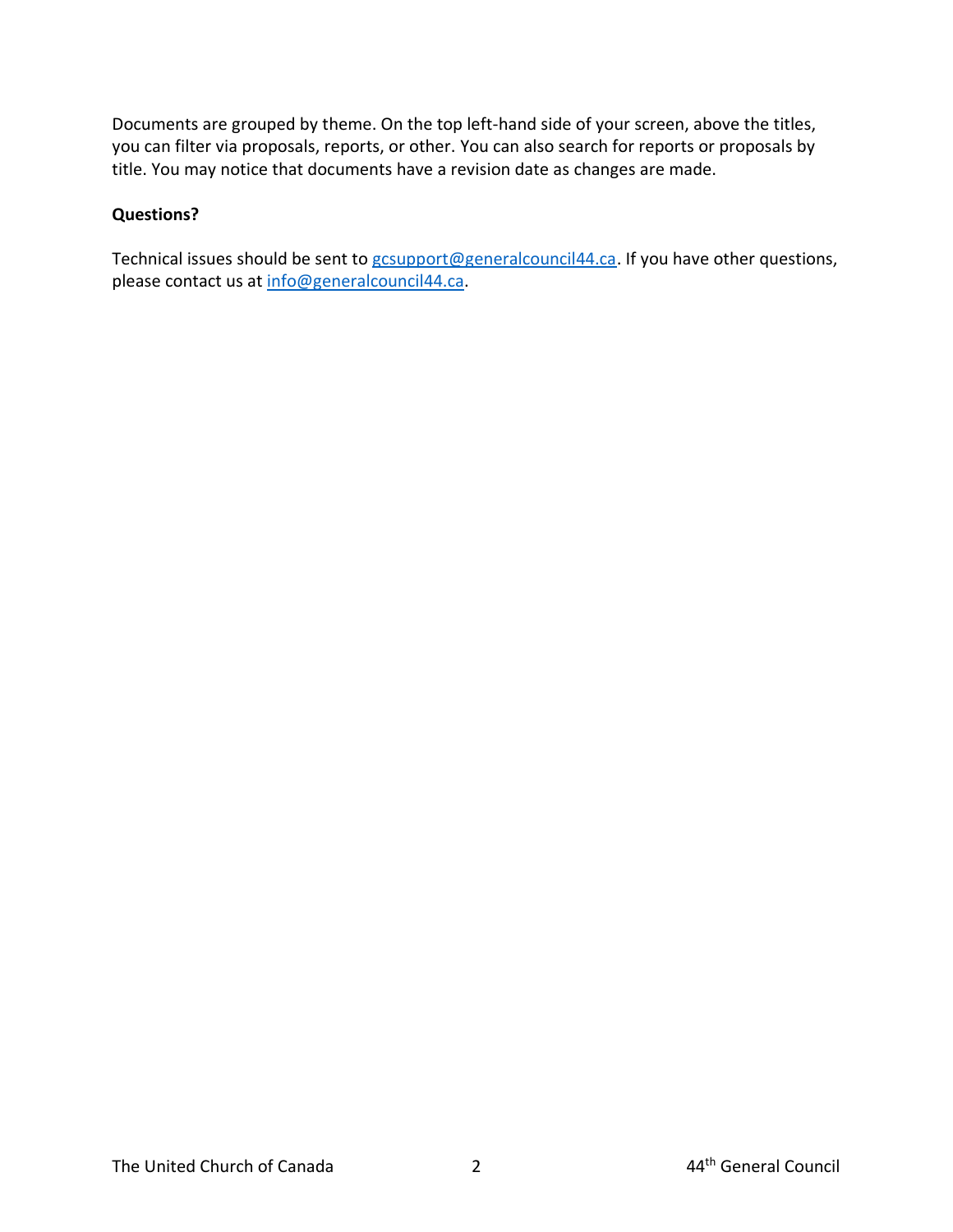Documents are grouped by theme. On the top left-hand side of your screen, above the titles, you can filter via proposals, reports, or other. You can also search for reports or proposals by title. You may notice that documents have a revision date as changes are made.

**Questions?**

Technical issues should be sent to gcsupport@generalcouncil44.ca. If you have other questions, please contact us at info@generalcouncil44.ca.